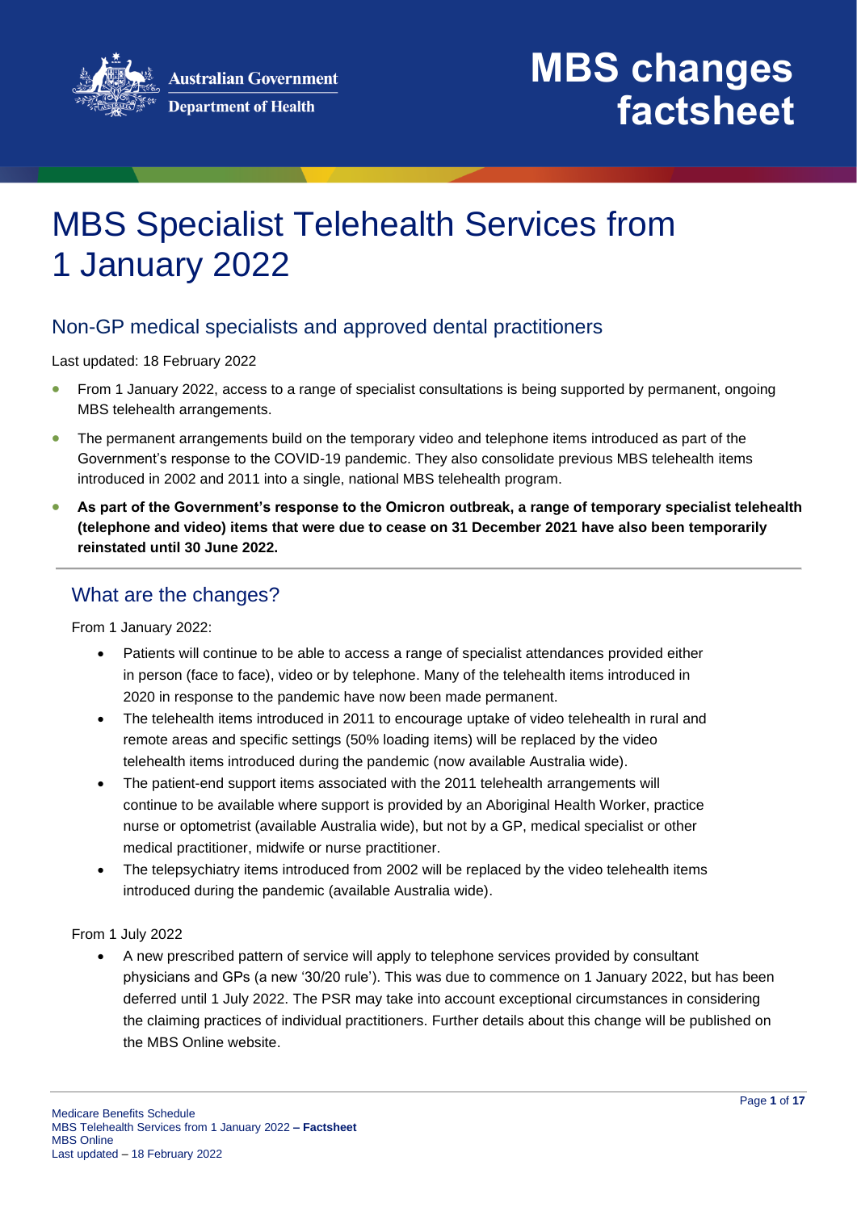Australian Government
Department of Health

# MBS changes factsheet

# MBS Specialist Telehealth Services from 1 January 2022

## Non-GP medical specialists and approved dental practitioners

Last updated: 18 February 2022

- From 1 January 2022, access to a range of specialist consultations is being supported by permanent, ongoing MBS telehealth arrangements.
- The permanent arrangements build on the temporary video and telephone items introduced as part of the Government's response to the COVID-19 pandemic. They also consolidate previous MBS telehealth items introduced in 2002 and 2011 into a single, national MBS telehealth program.
- **As part of the Government's response to the Omicron outbreak, a range of temporary specialist telehealth (telephone and video) items that were due to cease on 31 December 2021 have also been temporarily reinstated until 30 June 2022.**

## What are the changes?

From 1 January 2022:

- Patients will continue to be able to access a range of specialist attendances provided either in person (face to face), video or by telephone. Many of the telehealth items introduced in 2020 in response to the pandemic have now been made permanent.
- The telehealth items introduced in 2011 to encourage uptake of video telehealth in rural and remote areas and specific settings (50% loading items) will be replaced by the video telehealth items introduced during the pandemic (now available Australia wide).
- The patient-end support items associated with the 2011 telehealth arrangements will continue to be available where support is provided by an Aboriginal Health Worker, practice nurse or optometrist (available Australia wide), but not by a GP, medical specialist or other medical practitioner, midwife or nurse practitioner.
- The telepsychiatry items introduced from 2002 will be replaced by the video telehealth items introduced during the pandemic (available Australia wide).

From 1 July 2022

- A new prescribed pattern of service will apply to telephone services provided by consultant physicians and GPs (a new '30/20 rule'). This was due to commence on 1 January 2022, but has been deferred until 1 July 2022. The PSR may take into account exceptional circumstances in considering the claiming practices of individual practitioners. Further details about this change will be published on the MBS Online website.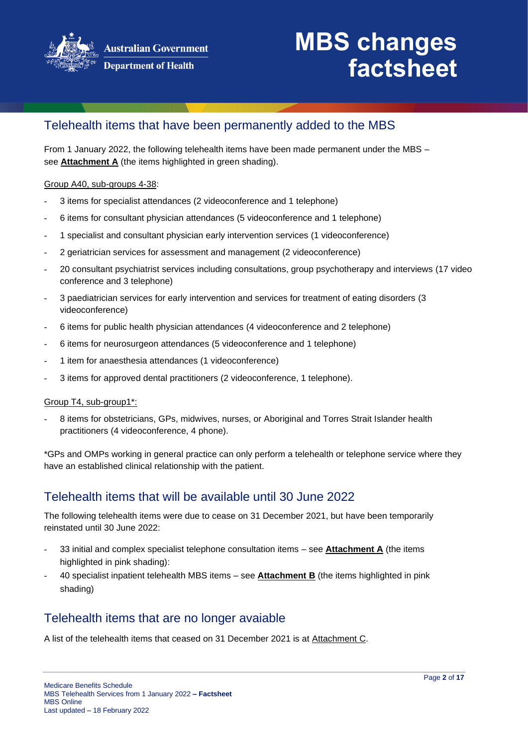## Telehealth items that have been permanently added to the MBS

From 1 January 2022, the following telehealth items have been made permanent under the MBS – see **Attachment A** (the items highlighted in green shading).

Group A40, sub-groups 4-38:

- 3 items for specialist attendances (2 videoconference and 1 telephone)
- 6 items for consultant physician attendances (5 videoconference and 1 telephone)
- 1 specialist and consultant physician early intervention services (1 videoconference)
- 2 geriatrician services for assessment and management (2 videoconference)
- 20 consultant psychiatrist services including consultations, group psychotherapy and interviews (17 video conference and 3 telephone)
- 3 paediatrician services for early intervention and services for treatment of eating disorders (3 videoconference)
- 6 items for public health physician attendances (4 videoconference and 2 telephone)
- 6 items for neurosurgeon attendances (5 videoconference and 1 telephone)
- 1 item for anaesthesia attendances (1 videoconference)
- 3 items for approved dental practitioners (2 videoconference, 1 telephone).

Group T4, sub-group1*:

- 8 items for obstetricians, GPs, midwives, nurses, or Aboriginal and Torres Strait Islander health practitioners (4 videoconference, 4 phone).

*GPs and OMPs working in general practice can only perform a telehealth or telephone service where they have an established clinical relationship with the patient.

## Telehealth items that will be available until 30 June 2022

The following telehealth items were due to cease on 31 December 2021, but have been temporarily reinstated until 30 June 2022:

- 33 initial and complex specialist telephone consultation items – see **Attachment A** (the items highlighted in pink shading):
- 40 specialist inpatient telehealth MBS items – see **Attachment B** (the items highlighted in pink shading)

## Telehealth items that are no longer avaiable

A list of the telehealth items that ceased on 31 December 2021 is at Attachment C.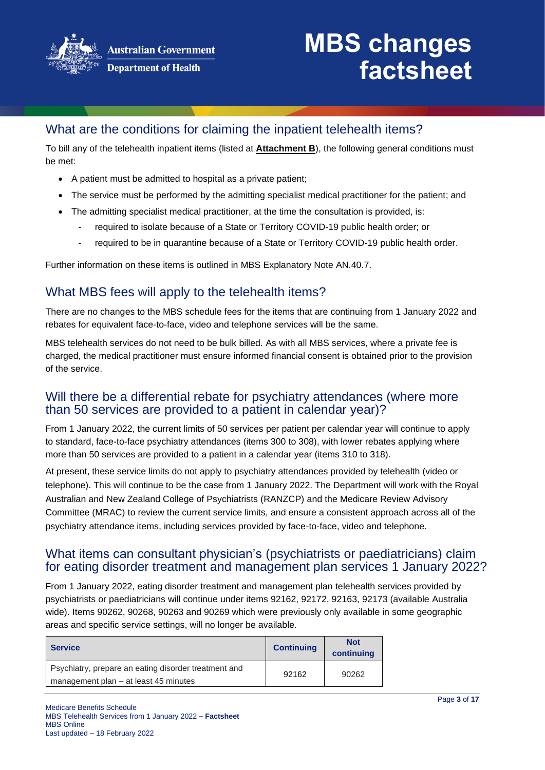## What are the conditions for claiming the inpatient telehealth items?

To bill any of the telehealth inpatient items (listed at **Attachment B**), the following general conditions must be met:

- A patient must be admitted to hospital as a private patient;
- The service must be performed by the admitting specialist medical practitioner for the patient; and
- The admitting specialist medical practitioner, at the time the consultation is provided, is:
  - required to isolate because of a State or Territory COVID-19 public health order; or
  - required to be in quarantine because of a State or Territory COVID-19 public health order.

Further information on these items is outlined in MBS Explanatory Note AN.40.7.

## What MBS fees will apply to the telehealth items?

There are no changes to the MBS schedule fees for the items that are continuing from 1 January 2022 and rebates for equivalent face-to-face, video and telephone services will be the same.

MBS telehealth services do not need to be bulk billed. As with all MBS services, where a private fee is charged, the medical practitioner must ensure informed financial consent is obtained prior to the provision of the service.

## Will there be a differential rebate for psychiatry attendances (where more than 50 services are provided to a patient in calendar year)?

From 1 January 2022, the current limits of 50 services per patient per calendar year will continue to apply to standard, face-to-face psychiatry attendances (items 300 to 308), with lower rebates applying where more than 50 services are provided to a patient in a calendar year (items 310 to 318).

At present, these service limits do not apply to psychiatry attendances provided by telehealth (video or telephone). This will continue to be the case from 1 January 2022. The Department will work with the Royal Australian and New Zealand College of Psychiatrists (RANZCP) and the Medicare Review Advisory Committee (MRAC) to review the current service limits, and ensure a consistent approach across all of the psychiatry attendance items, including services provided by face-to-face, video and telephone.

## What items can consultant physician's (psychiatrists or paediatricians) claim for eating disorder treatment and management plan services 1 January 2022?

From 1 January 2022, eating disorder treatment and management plan telehealth services provided by psychiatrists or paediatricians will continue under items 92162, 92172, 92163, 92173 (available Australia wide). Items 90262, 90268, 90263 and 90269 which were previously only available in some geographic areas and specific service settings, will no longer be available.

| Service | Continuing | Not continuing |
| --- | --- | --- |
| Psychiatry, prepare an eating disorder treatment and management plan – at least 45 minutes | 92162 | 90262 |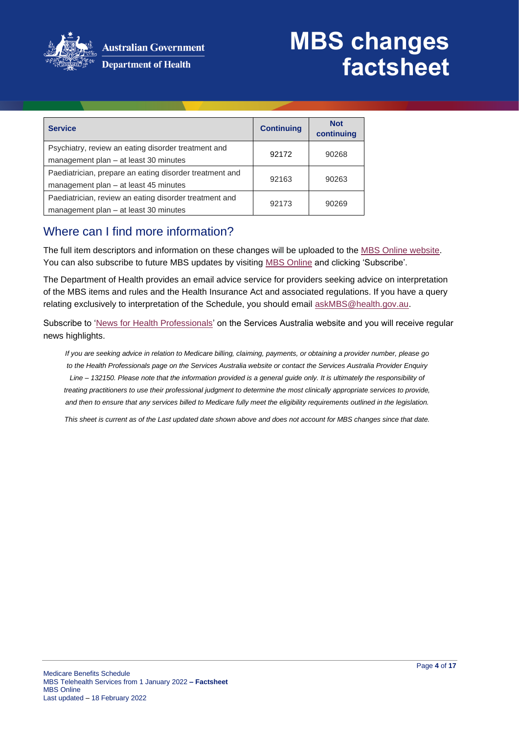| Service | Continuing | Not continuing |
| --- | --- | --- |
| Psychiatry, review an eating disorder treatment and management plan – at least 30 minutes | 92172 | 90268 |
| Paediatrician, prepare an eating disorder treatment and management plan – at least 45 minutes | 92163 | 90263 |
| Paediatrician, review an eating disorder treatment and management plan – at least 30 minutes | 92173 | 90269 |

## Where can I find more information?

The full item descriptors and information on these changes will be uploaded to the MBS Online website. You can also subscribe to future MBS updates by visiting MBS Online and clicking 'Subscribe'.

The Department of Health provides an email advice service for providers seeking advice on interpretation of the MBS items and rules and the Health Insurance Act and associated regulations. If you have a query relating exclusively to interpretation of the Schedule, you should email askMBS@health.gov.au.

Subscribe to 'News for Health Professionals' on the Services Australia website and you will receive regular news highlights.

*If you are seeking advice in relation to Medicare billing, claiming, payments, or obtaining a provider number, please go to the Health Professionals page on the Services Australia website or contact the Services Australia Provider Enquiry Line – 132150. Please note that the information provided is a general guide only. It is ultimately the responsibility of treating practitioners to use their professional judgment to determine the most clinically appropriate services to provide, and then to ensure that any services billed to Medicare fully meet the eligibility requirements outlined in the legislation.*

*This sheet is current as of the Last updated date shown above and does not account for MBS changes since that date.*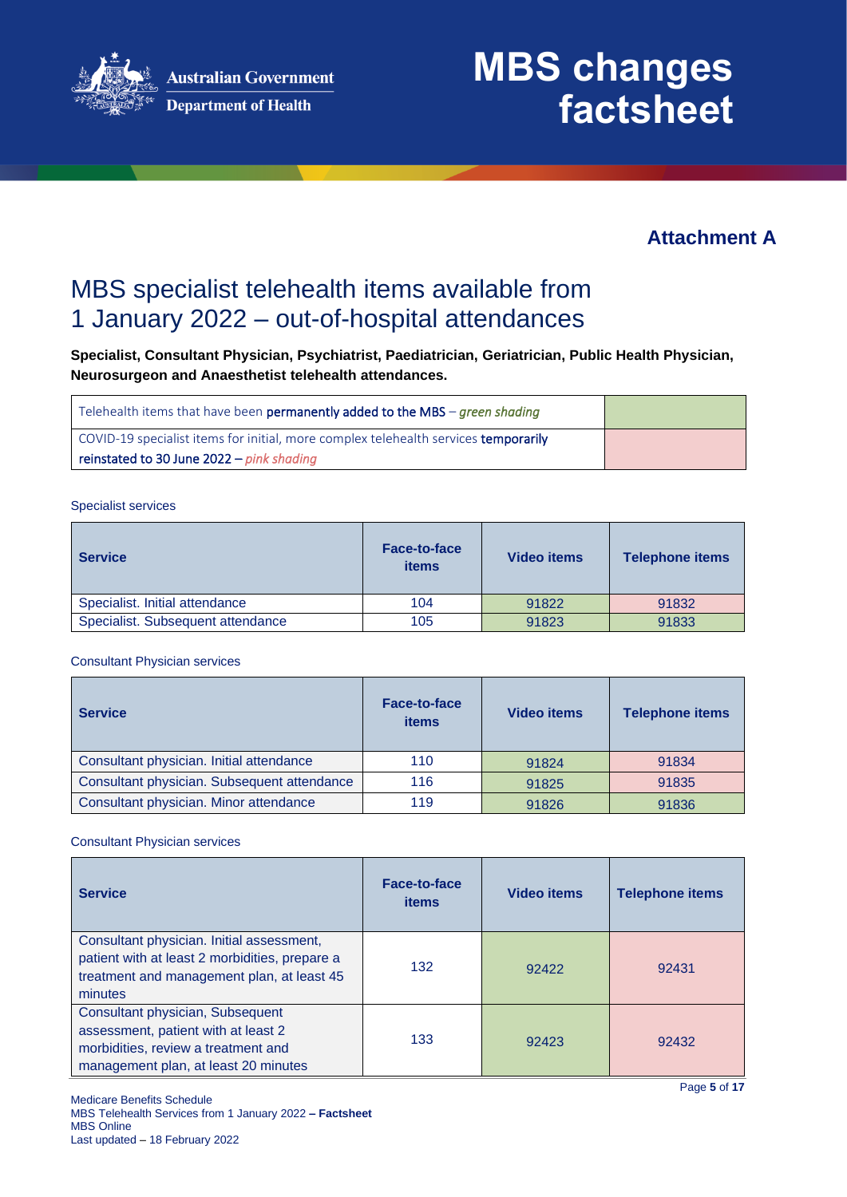# MBS changes factsheet

## Attachment A

# MBS specialist telehealth items available from 1 January 2022 – out-of-hospital attendances

**Specialist, Consultant Physician, Psychiatrist, Paediatrician, Geriatrician, Public Health Physician, Neurosurgeon and Anaesthetist telehealth attendances.**

| | |
|---|---|
| Telehealth items that have been **permanently added to the MBS** – *green shading* | |
| COVID-19 specialist items for initial, more complex telehealth services **temporarily reinstated to 30 June 2022** – *pink shading* | |

Specialist services

| Service | Face-to-face items | Video items | Telephone items |
|---|---|---|---|
| Specialist. Initial attendance | 104 | 91822 | 91832 |
| Specialist. Subsequent attendance | 105 | 91823 | 91833 |

Consultant Physician services

| Service | Face-to-face items | Video items | Telephone items |
|---|---|---|---|
| Consultant physician. Initial attendance | 110 | 91824 | 91834 |
| Consultant physician. Subsequent attendance | 116 | 91825 | 91835 |
| Consultant physician. Minor attendance | 119 | 91826 | 91836 |

Consultant Physician services

| Service | Face-to-face items | Video items | Telephone items |
|---|---|---|---|
| Consultant physician. Initial assessment, patient with at least 2 morbidities, prepare a treatment and management plan, at least 45 minutes | 132 | 92422 | 92431 |
| Consultant physician, Subsequent assessment, patient with at least 2 morbidities, review a treatment and management plan, at least 20 minutes | 133 | 92423 | 92432 |

Medicare Benefits Schedule
MBS Telehealth Services from 1 January 2022 – **Factsheet**
MBS Online
Last updated – 18 February 2022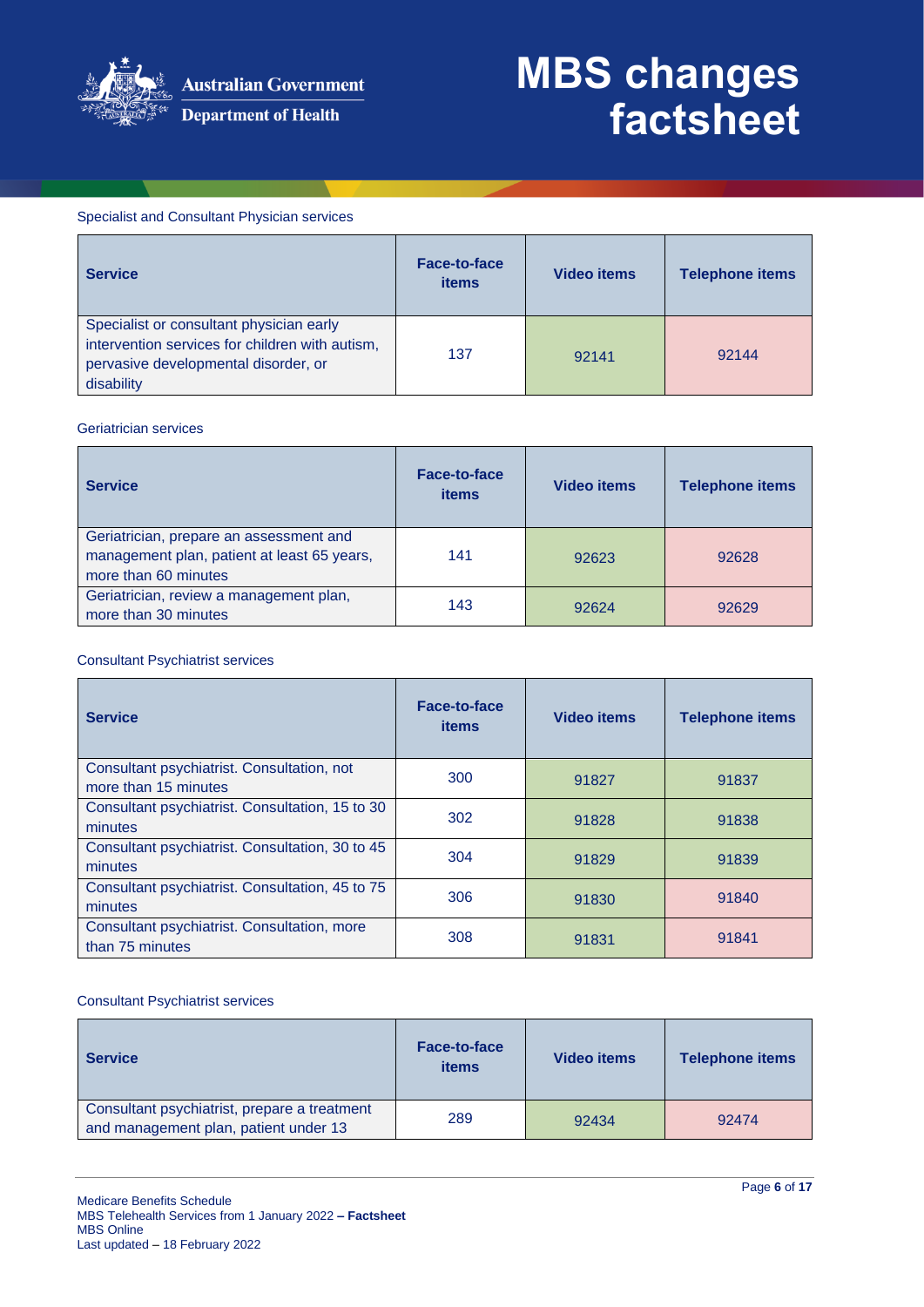Specialist and Consultant Physician services

| Service | Face-to-face items | Video items | Telephone items |
| --- | --- | --- | --- |
| Specialist or consultant physician early intervention services for children with autism, pervasive developmental disorder, or disability | 137 | 92141 | 92144 |

Geriatrician services

| Service | Face-to-face items | Video items | Telephone items |
| --- | --- | --- | --- |
| Geriatrician, prepare an assessment and management plan, patient at least 65 years, more than 60 minutes | 141 | 92623 | 92628 |
| Geriatrician, review a management plan, more than 30 minutes | 143 | 92624 | 92629 |

Consultant Psychiatrist services

| Service | Face-to-face items | Video items | Telephone items |
| --- | --- | --- | --- |
| Consultant psychiatrist. Consultation, not more than 15 minutes | 300 | 91827 | 91837 |
| Consultant psychiatrist. Consultation, 15 to 30 minutes | 302 | 91828 | 91838 |
| Consultant psychiatrist. Consultation, 30 to 45 minutes | 304 | 91829 | 91839 |
| Consultant psychiatrist. Consultation, 45 to 75 minutes | 306 | 91830 | 91840 |
| Consultant psychiatrist. Consultation, more than 75 minutes | 308 | 91831 | 91841 |

Consultant Psychiatrist services

| Service | Face-to-face items | Video items | Telephone items |
| --- | --- | --- | --- |
| Consultant psychiatrist, prepare a treatment and management plan, patient under 13 | 289 | 92434 | 92474 |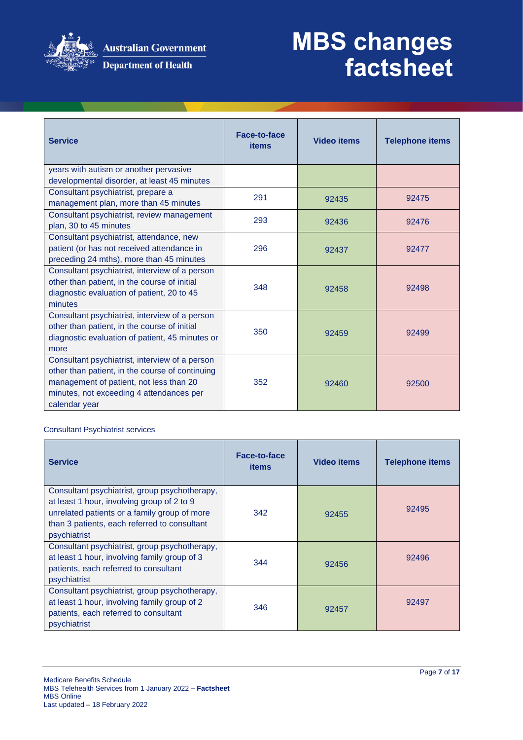| Service | Face-to-face items | Video items | Telephone items |
|---|---|---|---|
| years with autism or another pervasive developmental disorder, at least 45 minutes | | | |
| Consultant psychiatrist, prepare a management plan, more than 45 minutes | 291 | 92435 | 92475 |
| Consultant psychiatrist, review management plan, 30 to 45 minutes | 293 | 92436 | 92476 |
| Consultant psychiatrist, attendance, new patient (or has not received attendance in preceding 24 mths), more than 45 minutes | 296 | 92437 | 92477 |
| Consultant psychiatrist, interview of a person other than patient, in the course of initial diagnostic evaluation of patient, 20 to 45 minutes | 348 | 92458 | 92498 |
| Consultant psychiatrist, interview of a person other than patient, in the course of initial diagnostic evaluation of patient, 45 minutes or more | 350 | 92459 | 92499 |
| Consultant psychiatrist, interview of a person other than patient, in the course of continuing management of patient, not less than 20 minutes, not exceeding 4 attendances per calendar year | 352 | 92460 | 92500 |

Consultant Psychiatrist services

| Service | Face-to-face items | Video items | Telephone items |
|---|---|---|---|
| Consultant psychiatrist, group psychotherapy, at least 1 hour, involving group of 2 to 9 unrelated patients or a family group of more than 3 patients, each referred to consultant psychiatrist | 342 | 92455 | 92495 |
| Consultant psychiatrist, group psychotherapy, at least 1 hour, involving family group of 3 patients, each referred to consultant psychiatrist | 344 | 92456 | 92496 |
| Consultant psychiatrist, group psychotherapy, at least 1 hour, involving family group of 2 patients, each referred to consultant psychiatrist | 346 | 92457 | 92497 |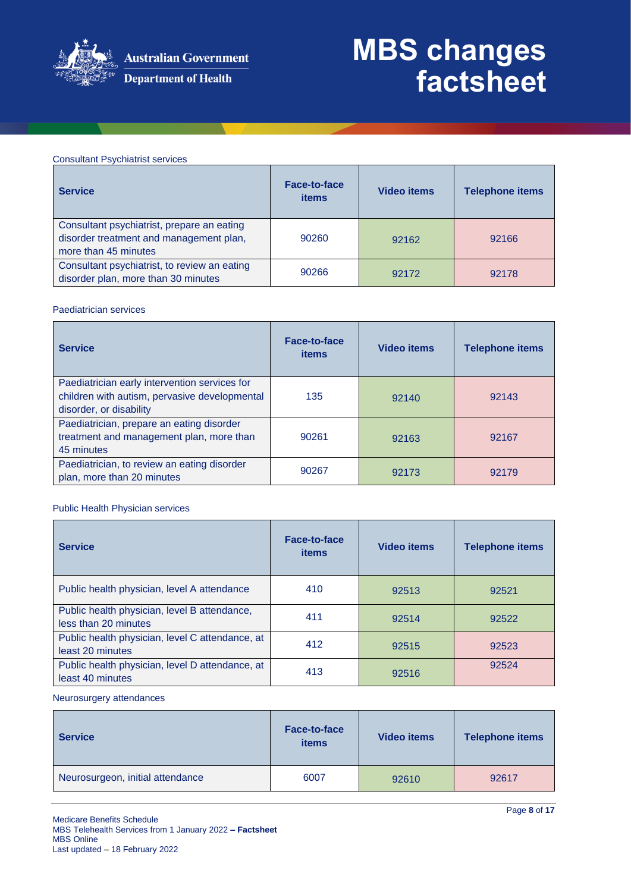Consultant Psychiatrist services

| Service | Face-to-face items | Video items | Telephone items |
|---|---|---|---|
| Consultant psychiatrist, prepare an eating disorder treatment and management plan, more than 45 minutes | 90260 | 92162 | 92166 |
| Consultant psychiatrist, to review an eating disorder plan, more than 30 minutes | 90266 | 92172 | 92178 |

Paediatrician services

| Service | Face-to-face items | Video items | Telephone items |
|---|---|---|---|
| Paediatrician early intervention services for children with autism, pervasive developmental disorder, or disability | 135 | 92140 | 92143 |
| Paediatrician, prepare an eating disorder treatment and management plan, more than 45 minutes | 90261 | 92163 | 92167 |
| Paediatrician, to review an eating disorder plan, more than 20 minutes | 90267 | 92173 | 92179 |

Public Health Physician services

| Service | Face-to-face items | Video items | Telephone items |
|---|---|---|---|
| Public health physician, level A attendance | 410 | 92513 | 92521 |
| Public health physician, level B attendance, less than 20 minutes | 411 | 92514 | 92522 |
| Public health physician, level C attendance, at least 20 minutes | 412 | 92515 | 92523 |
| Public health physician, level D attendance, at least 40 minutes | 413 | 92516 | 92524 |

Neurosurgery attendances

| Service | Face-to-face items | Video items | Telephone items |
|---|---|---|---|
| Neurosurgeon, initial attendance | 6007 | 92610 | 92617 |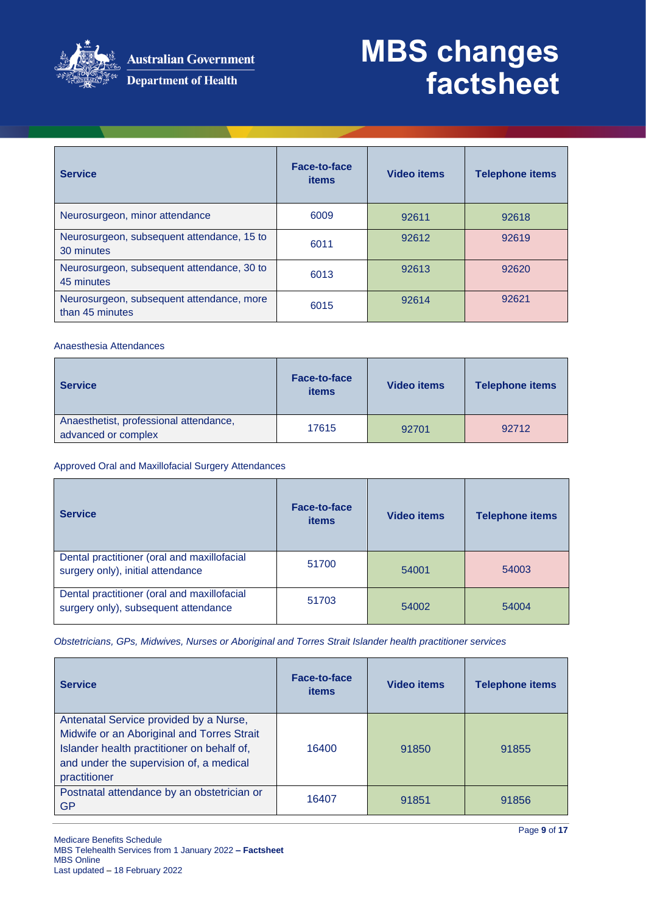| Service | Face-to-face items | Video items | Telephone items |
|---|---|---|---|
| Neurosurgeon, minor attendance | 6009 | 92611 | 92618 |
| Neurosurgeon, subsequent attendance, 15 to 30 minutes | 6011 | 92612 | 92619 |
| Neurosurgeon, subsequent attendance, 30 to 45 minutes | 6013 | 92613 | 92620 |
| Neurosurgeon, subsequent attendance, more than 45 minutes | 6015 | 92614 | 92621 |

Anaesthesia Attendances

| Service | Face-to-face items | Video items | Telephone items |
|---|---|---|---|
| Anaesthetist, professional attendance, advanced or complex | 17615 | 92701 | 92712 |

Approved Oral and Maxillofacial Surgery Attendances

| Service | Face-to-face items | Video items | Telephone items |
|---|---|---|---|
| Dental practitioner (oral and maxillofacial surgery only), initial attendance | 51700 | 54001 | 54003 |
| Dental practitioner (oral and maxillofacial surgery only), subsequent attendance | 51703 | 54002 | 54004 |

*Obstetricians, GPs, Midwives, Nurses or Aboriginal and Torres Strait Islander health practitioner services*

| Service | Face-to-face items | Video items | Telephone items |
|---|---|---|---|
| Antenatal Service provided by a Nurse, Midwife or an Aboriginal and Torres Strait Islander health practitioner on behalf of, and under the supervision of, a medical practitioner | 16400 | 91850 | 91855 |
| Postnatal attendance by an obstetrician or GP | 16407 | 91851 | 91856 |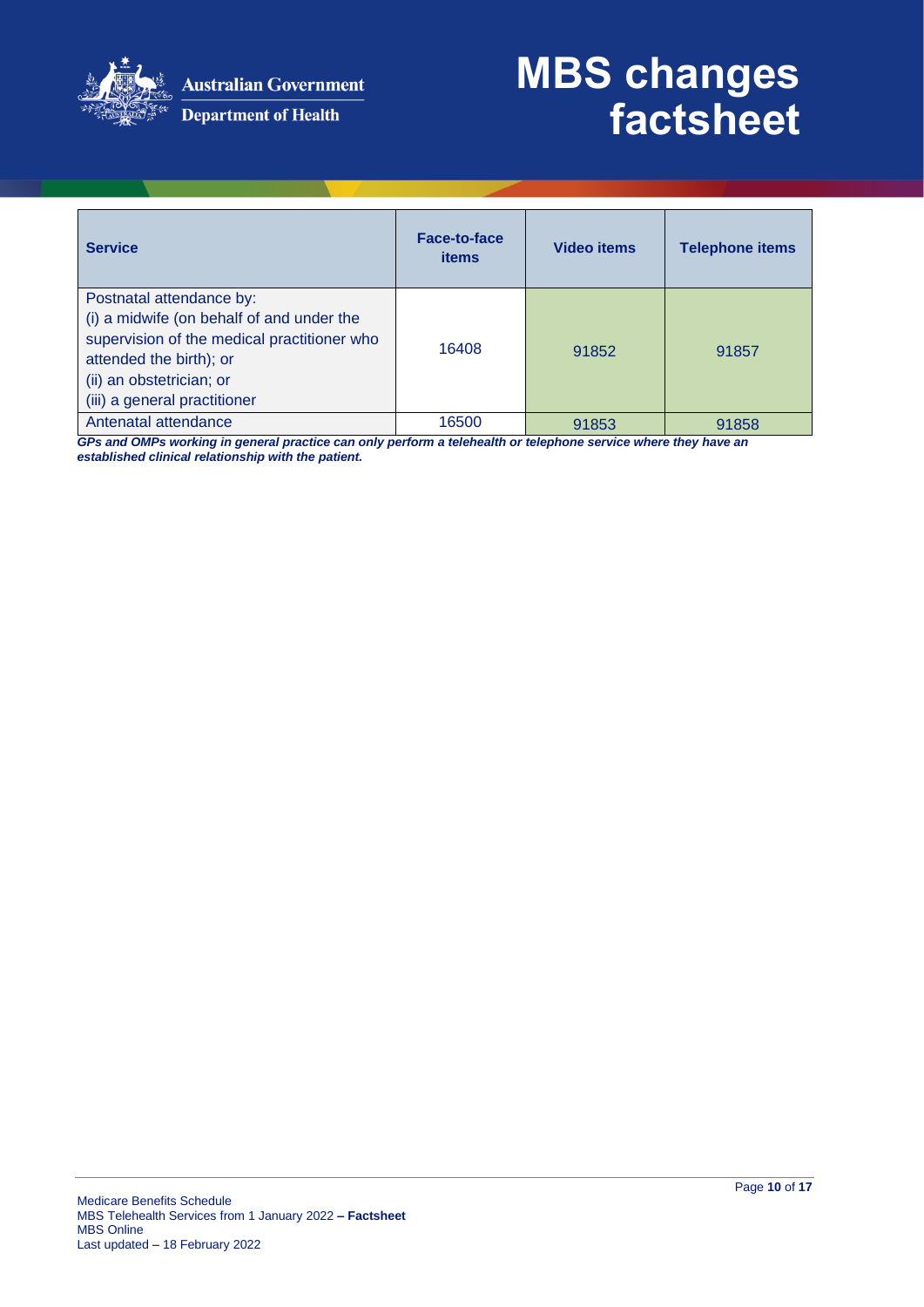| Service | Face-to-face items | Video items | Telephone items |
|---|---|---|---|
| Postnatal attendance by:<br>(i) a midwife (on behalf of and under the supervision of the medical practitioner who attended the birth); or<br>(ii) an obstetrician; or<br>(iii) a general practitioner | 16408 | 91852 | 91857 |
| Antenatal attendance | 16500 | 91853 | 91858 |

***GPs and OMPs working in general practice can only perform a telehealth or telephone service where they have an established clinical relationship with the patient.***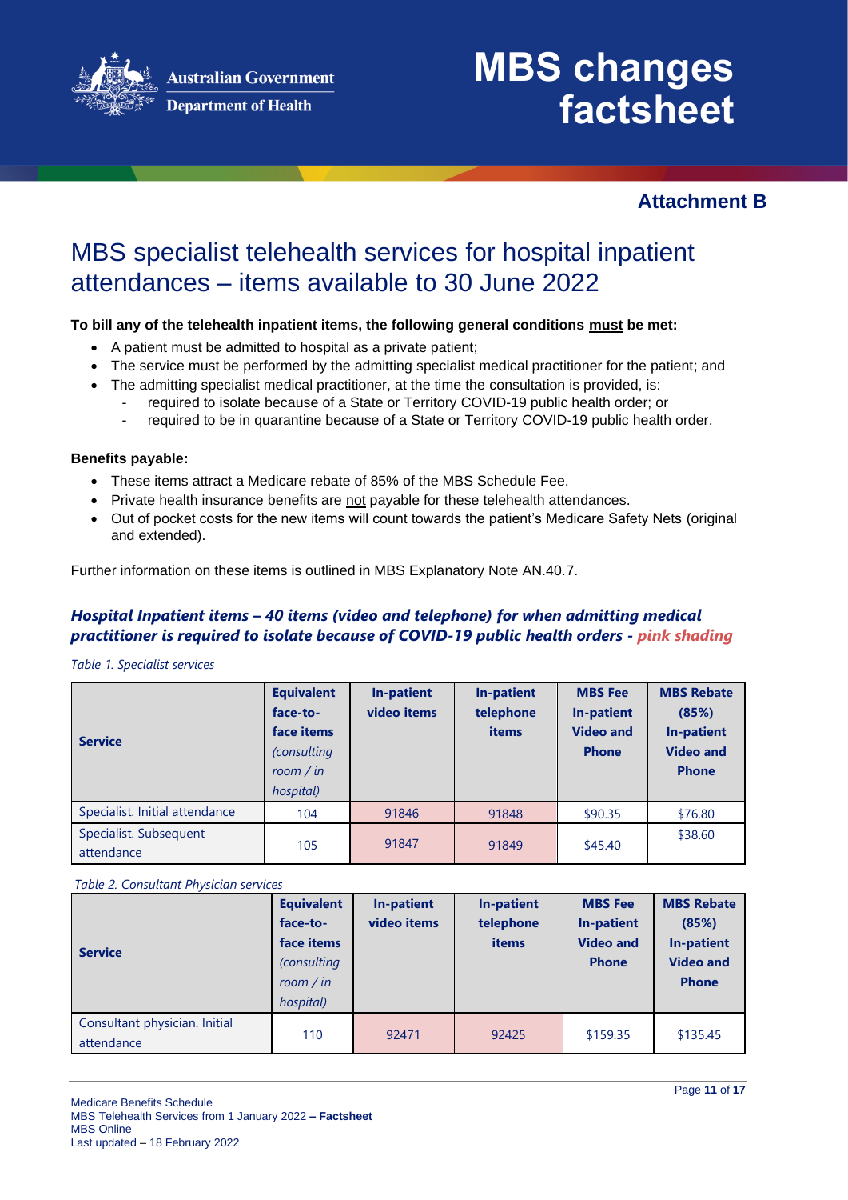# MBS changes factsheet

**Attachment B**

## MBS specialist telehealth services for hospital inpatient attendances – items available to 30 June 2022

**To bill any of the telehealth inpatient items, the following general conditions must be met:**

- A patient must be admitted to hospital as a private patient;
- The service must be performed by the admitting specialist medical practitioner for the patient; and
- The admitting specialist medical practitioner, at the time the consultation is provided, is:
  - required to isolate because of a State or Territory COVID-19 public health order; or
  - required to be in quarantine because of a State or Territory COVID-19 public health order.

**Benefits payable:**

- These items attract a Medicare rebate of 85% of the MBS Schedule Fee.
- Private health insurance benefits are not payable for these telehealth attendances.
- Out of pocket costs for the new items will count towards the patient's Medicare Safety Nets (original and extended).

Further information on these items is outlined in MBS Explanatory Note AN.40.7.

### *Hospital Inpatient items – 40 items (video and telephone) for when admitting medical practitioner is required to isolate because of COVID-19 public health orders - pink shading*

*Table 1. Specialist services*

| Service | Equivalent face-to-face items *(consulting room / in hospital)* | In-patient video items | In-patient telephone items | MBS Fee In-patient Video and Phone | MBS Rebate (85%) In-patient Video and Phone |
|---|---|---|---|---|---|
| Specialist. Initial attendance | 104 | 91846 | 91848 | $90.35 | $76.80 |
| Specialist. Subsequent attendance | 105 | 91847 | 91849 | $45.40 | $38.60 |

*Table 2. Consultant Physician services*

| Service | Equivalent face-to-face items *(consulting room / in hospital)* | In-patient video items | In-patient telephone items | MBS Fee In-patient Video and Phone | MBS Rebate (85%) In-patient Video and Phone |
|---|---|---|---|---|---|
| Consultant physician. Initial attendance | 110 | 92471 | 92425 | $159.35 | $135.45 |

Medicare Benefits Schedule
MBS Telehealth Services from 1 January 2022 – **Factsheet**
MBS Online
Last updated – 18 February 2022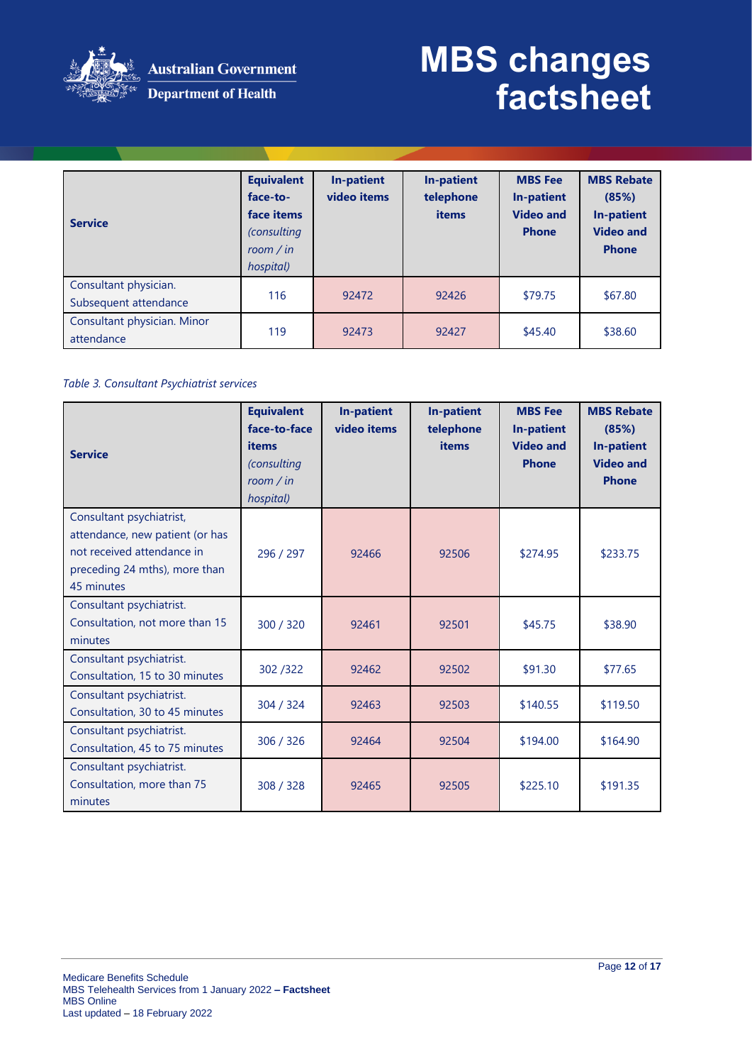| Service | Equivalent face-to-face items *(consulting room / in hospital)* | In-patient video items | In-patient telephone items | MBS Fee In-patient Video and Phone | MBS Rebate (85%) In-patient Video and Phone |
|---|---|---|---|---|---|
| Consultant physician. Subsequent attendance | 116 | 92472 | 92426 | $79.75 | $67.80 |
| Consultant physician. Minor attendance | 119 | 92473 | 92427 | $45.40 | $38.60 |

*Table 3. Consultant Psychiatrist services*

| Service | Equivalent face-to-face items *(consulting room / in hospital)* | In-patient video items | In-patient telephone items | MBS Fee In-patient Video and Phone | MBS Rebate (85%) In-patient Video and Phone |
|---|---|---|---|---|---|
| Consultant psychiatrist, attendance, new patient (or has not received attendance in preceding 24 mths), more than 45 minutes | 296 / 297 | 92466 | 92506 | $274.95 | $233.75 |
| Consultant psychiatrist. Consultation, not more than 15 minutes | 300 / 320 | 92461 | 92501 | $45.75 | $38.90 |
| Consultant psychiatrist. Consultation, 15 to 30 minutes | 302 /322 | 92462 | 92502 | $91.30 | $77.65 |
| Consultant psychiatrist. Consultation, 30 to 45 minutes | 304 / 324 | 92463 | 92503 | $140.55 | $119.50 |
| Consultant psychiatrist. Consultation, 45 to 75 minutes | 306 / 326 | 92464 | 92504 | $194.00 | $164.90 |
| Consultant psychiatrist. Consultation, more than 75 minutes | 308 / 328 | 92465 | 92505 | $225.10 | $191.35 |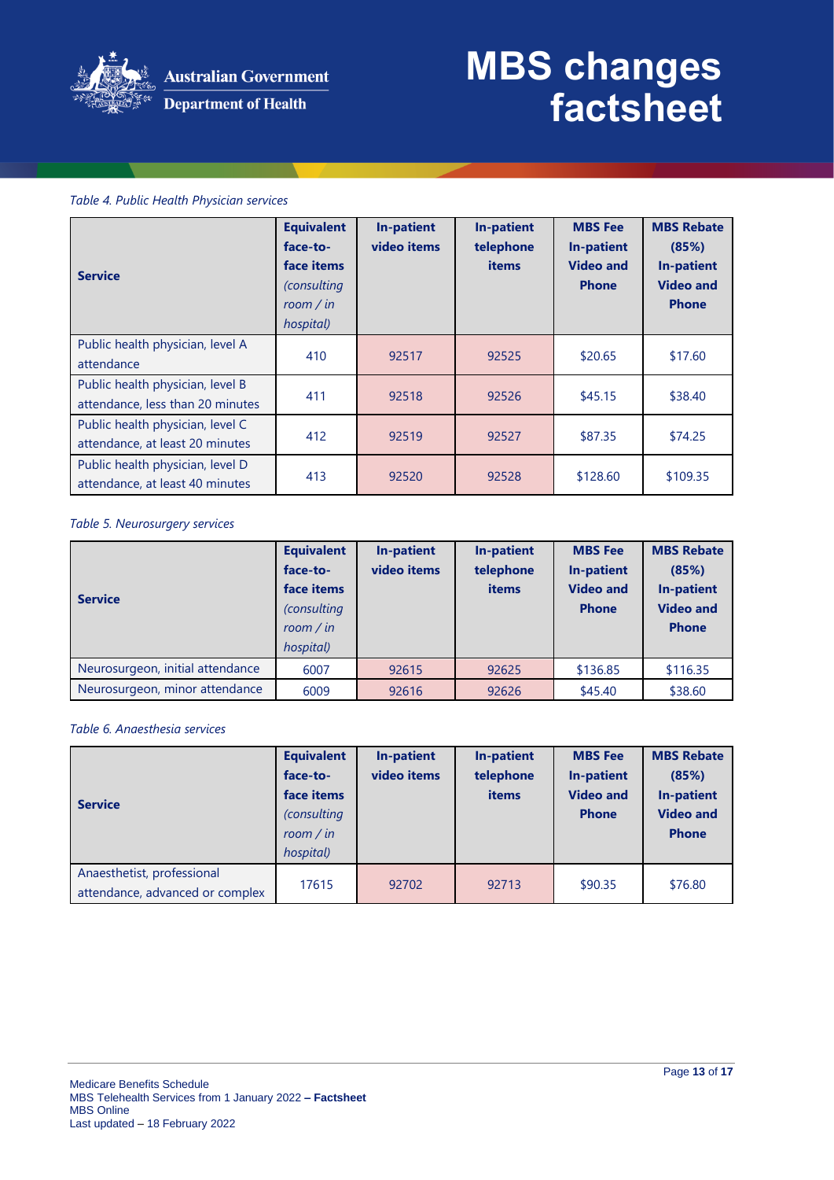*Table 4. Public Health Physician services*

| Service | Equivalent face-to-face items *(consulting room / in hospital)* | In-patient video items | In-patient telephone items | MBS Fee In-patient Video and Phone | MBS Rebate (85%) In-patient Video and Phone |
|---|---|---|---|---|---|
| Public health physician, level A attendance | 410 | 92517 | 92525 | $20.65 | $17.60 |
| Public health physician, level B attendance, less than 20 minutes | 411 | 92518 | 92526 | $45.15 | $38.40 |
| Public health physician, level C attendance, at least 20 minutes | 412 | 92519 | 92527 | $87.35 | $74.25 |
| Public health physician, level D attendance, at least 40 minutes | 413 | 92520 | 92528 | $128.60 | $109.35 |

*Table 5. Neurosurgery services*

| Service | Equivalent face-to-face items *(consulting room / in hospital)* | In-patient video items | In-patient telephone items | MBS Fee In-patient Video and Phone | MBS Rebate (85%) In-patient Video and Phone |
|---|---|---|---|---|---|
| Neurosurgeon, initial attendance | 6007 | 92615 | 92625 | $136.85 | $116.35 |
| Neurosurgeon, minor attendance | 6009 | 92616 | 92626 | $45.40 | $38.60 |

*Table 6. Anaesthesia services*

| Service | Equivalent face-to-face items *(consulting room / in hospital)* | In-patient video items | In-patient telephone items | MBS Fee In-patient Video and Phone | MBS Rebate (85%) In-patient Video and Phone |
|---|---|---|---|---|---|
| Anaesthetist, professional attendance, advanced or complex | 17615 | 92702 | 92713 | $90.35 | $76.80 |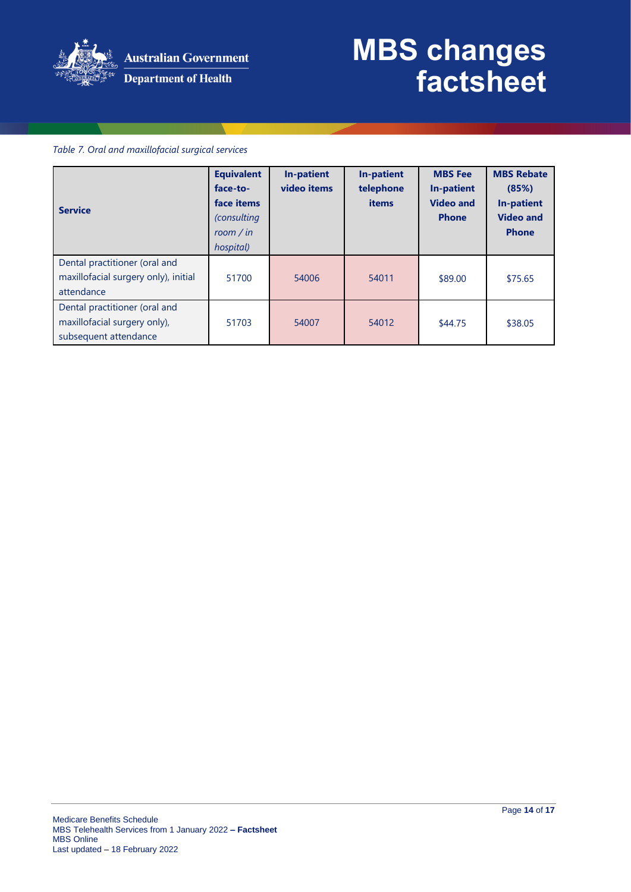*Table 7. Oral and maxillofacial surgical services*

| Service | Equivalent face-to-face items *(consulting room / in hospital)* | In-patient video items | In-patient telephone items | MBS Fee In-patient Video and Phone | MBS Rebate (85%) In-patient Video and Phone |
|---|---|---|---|---|---|
| Dental practitioner (oral and maxillofacial surgery only), initial attendance | 51700 | 54006 | 54011 | $89.00 | $75.65 |
| Dental practitioner (oral and maxillofacial surgery only), subsequent attendance | 51703 | 54007 | 54012 | $44.75 | $38.05 |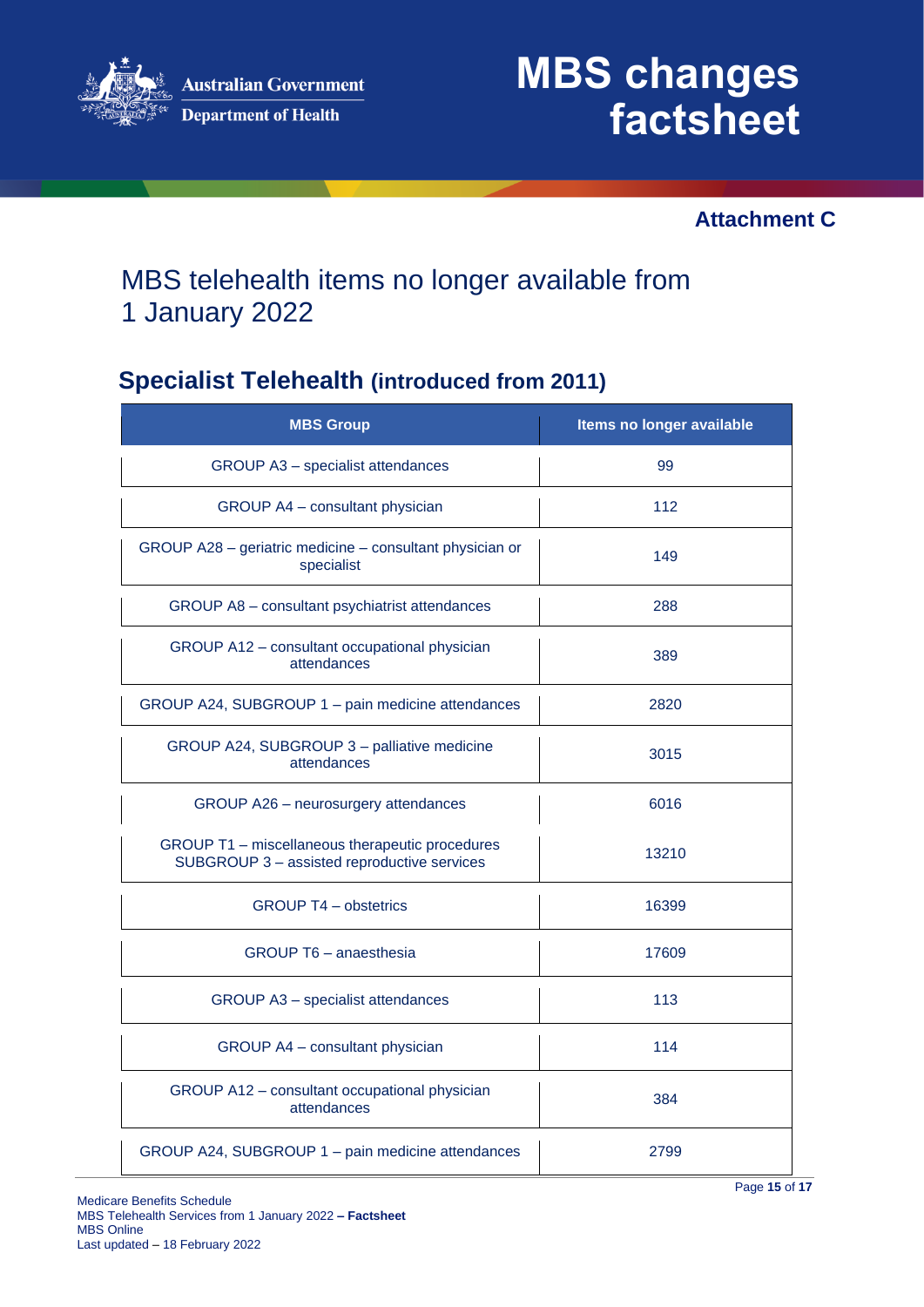**Attachment C**

# MBS telehealth items no longer available from 1 January 2022

## Specialist Telehealth (introduced from 2011)

| MBS Group | Items no longer available |
|---|---|
| GROUP A3 – specialist attendances | 99 |
| GROUP A4 – consultant physician | 112 |
| GROUP A28 – geriatric medicine – consultant physician or specialist | 149 |
| GROUP A8 – consultant psychiatrist attendances | 288 |
| GROUP A12 – consultant occupational physician attendances | 389 |
| GROUP A24, SUBGROUP 1 – pain medicine attendances | 2820 |
| GROUP A24, SUBGROUP 3 – palliative medicine attendances | 3015 |
| GROUP A26 – neurosurgery attendances | 6016 |
| GROUP T1 – miscellaneous therapeutic procedures SUBGROUP 3 – assisted reproductive services | 13210 |
| GROUP T4 – obstetrics | 16399 |
| GROUP T6 – anaesthesia | 17609 |
| GROUP A3 – specialist attendances | 113 |
| GROUP A4 – consultant physician | 114 |
| GROUP A12 – consultant occupational physician attendances | 384 |
| GROUP A24, SUBGROUP 1 – pain medicine attendances | 2799 |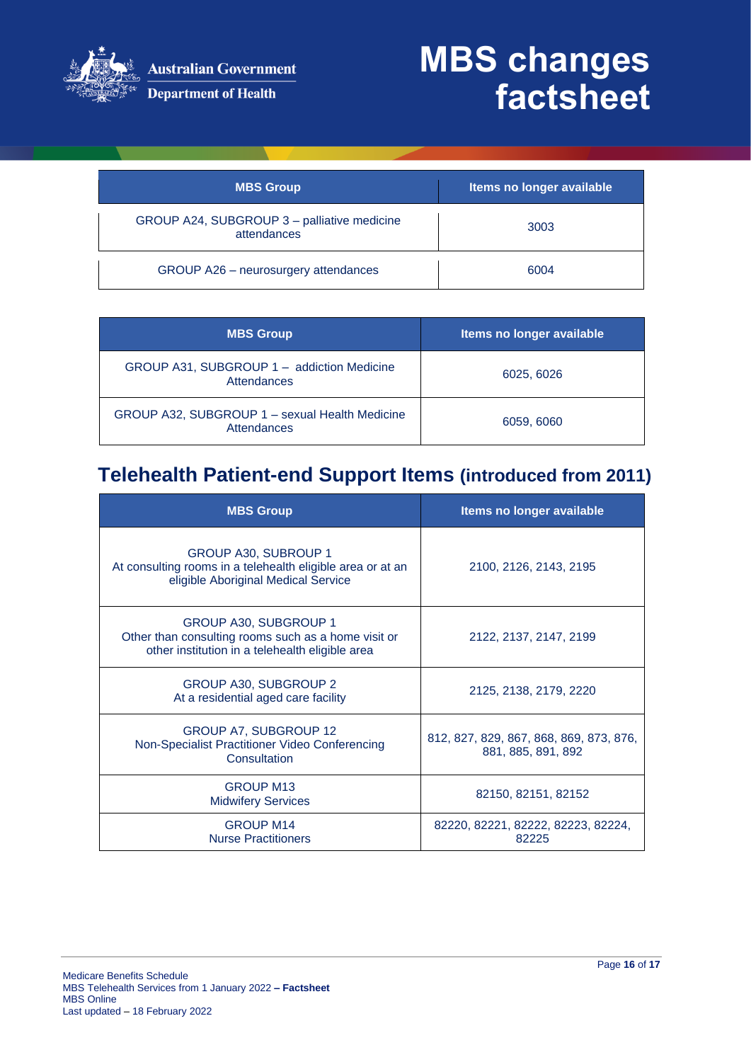| MBS Group | Items no longer available |
|---|---|
| GROUP A24, SUBGROUP 3 – palliative medicine attendances | 3003 |
| GROUP A26 – neurosurgery attendances | 6004 |

| MBS Group | Items no longer available |
|---|---|
| GROUP A31, SUBGROUP 1 – addiction Medicine Attendances | 6025, 6026 |
| GROUP A32, SUBGROUP 1 – sexual Health Medicine Attendances | 6059, 6060 |

## Telehealth Patient-end Support Items (introduced from 2011)

| MBS Group | Items no longer available |
|---|---|
| GROUP A30, SUBROUP 1<br>At consulting rooms in a telehealth eligible area or at an eligible Aboriginal Medical Service | 2100, 2126, 2143, 2195 |
| GROUP A30, SUBGROUP 1<br>Other than consulting rooms such as a home visit or other institution in a telehealth eligible area | 2122, 2137, 2147, 2199 |
| GROUP A30, SUBGROUP 2<br>At a residential aged care facility | 2125, 2138, 2179, 2220 |
| GROUP A7, SUBGROUP 12<br>Non-Specialist Practitioner Video Conferencing Consultation | 812, 827, 829, 867, 868, 869, 873, 876, 881, 885, 891, 892 |
| GROUP M13<br>Midwifery Services | 82150, 82151, 82152 |
| GROUP M14<br>Nurse Practitioners | 82220, 82221, 82222, 82223, 82224, 82225 |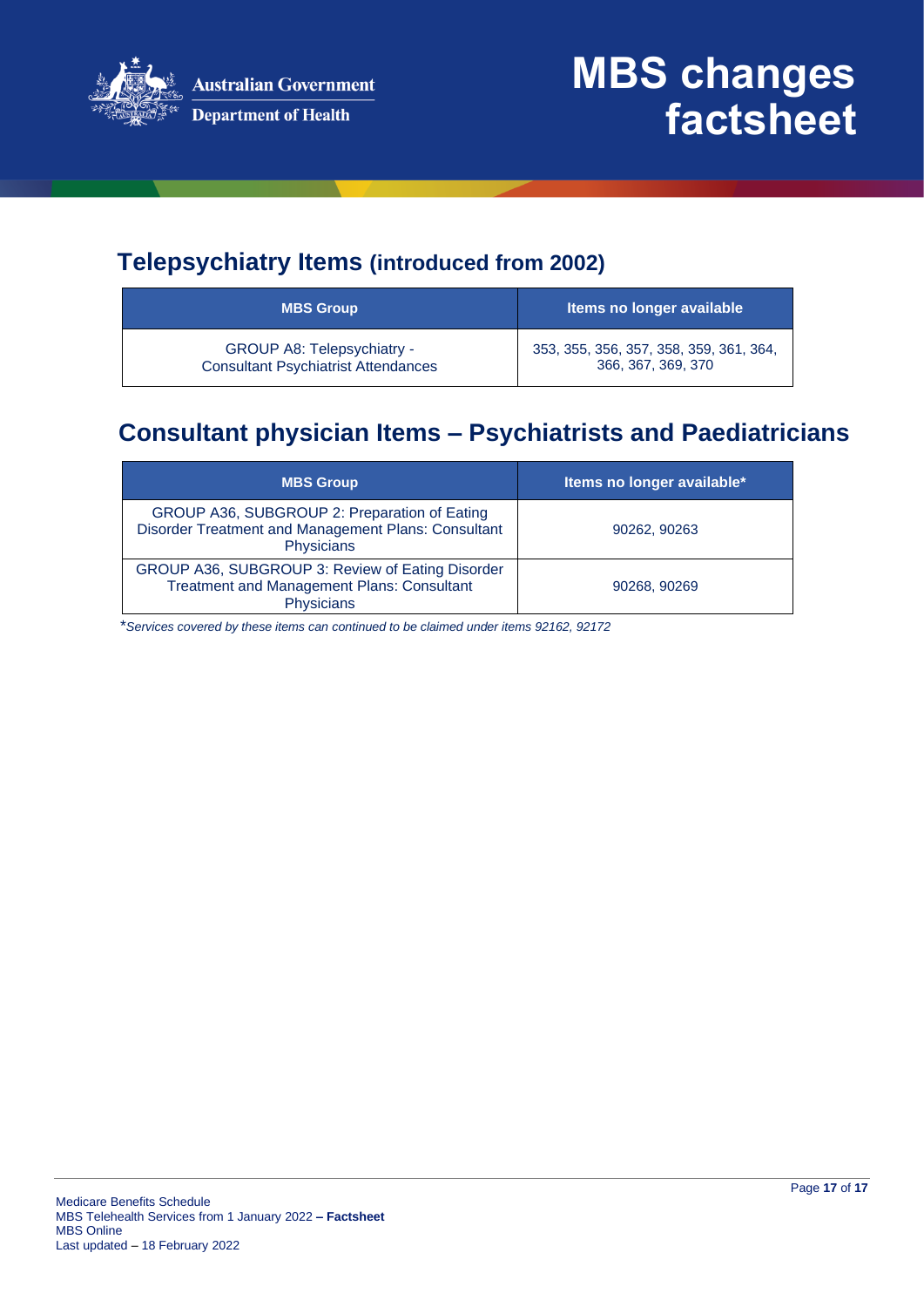## Telepsychiatry Items (introduced from 2002)

| MBS Group | Items no longer available |
|---|---|
| GROUP A8: Telepsychiatry - Consultant Psychiatrist Attendances | 353, 355, 356, 357, 358, 359, 361, 364, 366, 367, 369, 370 |

## Consultant physician Items – Psychiatrists and Paediatricians

| MBS Group | Items no longer available* |
|---|---|
| GROUP A36, SUBGROUP 2: Preparation of Eating Disorder Treatment and Management Plans: Consultant Physicians | 90262, 90263 |
| GROUP A36, SUBGROUP 3: Review of Eating Disorder Treatment and Management Plans: Consultant Physicians | 90268, 90269 |

**Services covered by these items can continued to be claimed under items 92162, 92172*